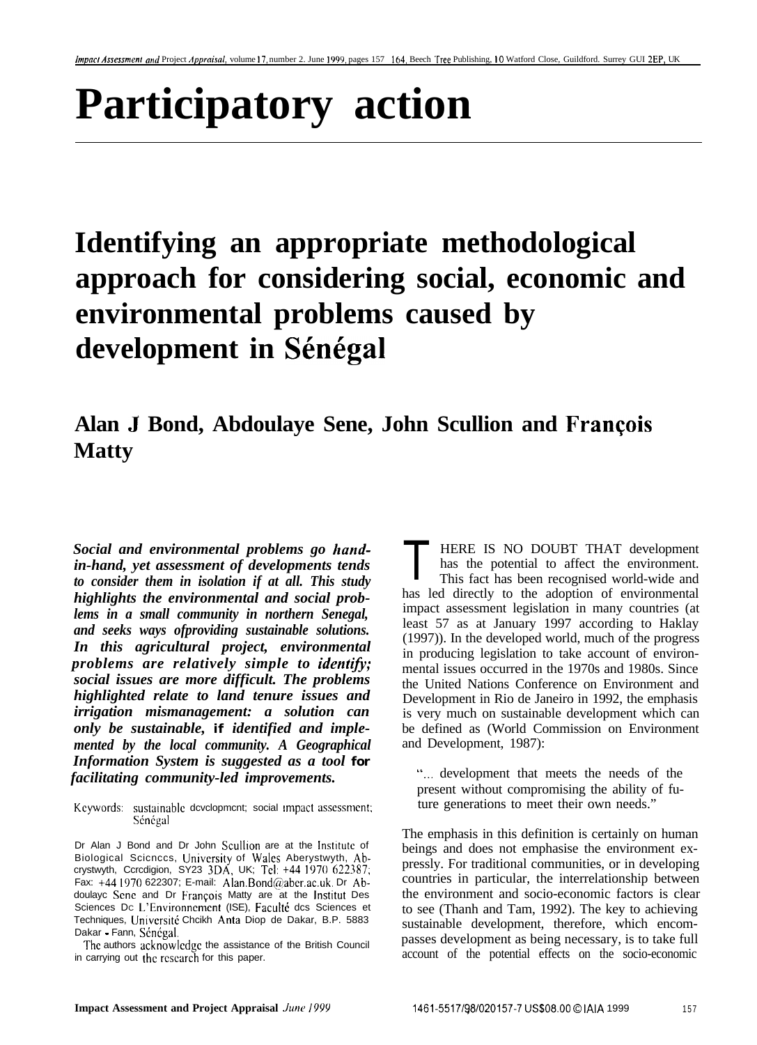# Participatory action

## Identifying an appropriate methodological approach for considering social, economic and environmental problems caused by development in Sénégal

### Alan J Bond, Abdoulaye Sene, John Scullion and François Matty

***Social and environmental problems go hand-in-hand, yet assessment of developments tends to consider them in isolation if at all. This study highlights the environmental and social problems in a small community in northern Senegal, and seeks ways ofproviding sustainable solutions. In this agricultural project, environmental problems are relatively simple to identify; social issues are more difficult. The problems highlighted relate to land tenure issues and irrigation mismanagement: a solution can only be sustainable, if identified and implemented by the local community. A Geographical Information System is suggested as a tool for facilitating community-led improvements.***

Keywords: sustainable development; social impact assessment; Sénégal

Dr Alan J Bond and Dr John Scullion are at the Institute of Biological Sciences, University of Wales Aberystwyth, Aberystwyth, Ceredigion, SY23 3DA, UK; Tel: +44 1970 622387; Fax: +44 1970 622307; E-mail: Alan.Bond@aber.ac.uk. Dr Abdoulaye Sene and Dr François Matty are at the Institut Des Sciences De L'Environnement (ISE), Faculté des Sciences et Techniques, Université Cheikh Anta Diop de Dakar, B.P. 5883 Dakar - Fann, Sénégal.

The authors acknowledge the assistance of the British Council in carrying out the research for this paper.

THERE IS NO DOUBT THAT development has the potential to affect the environment. This fact has been recognised world-wide and has led directly to the adoption of environmental impact assessment legislation in many countries (at least 57 as at January 1997 according to Haklay (1997)). In the developed world, much of the progress in producing legislation to take account of environmental issues occurred in the 1970s and 1980s. Since the United Nations Conference on Environment and Development in Rio de Janeiro in 1992, the emphasis is very much on sustainable development which can be defined as (World Commission on Environment and Development, 1987):

> "... development that meets the needs of the present without compromising the ability of future generations to meet their own needs."

The emphasis in this definition is certainly on human beings and does not emphasise the environment expressly. For traditional communities, or in developing countries in particular, the interrelationship between the environment and socio-economic factors is clear to see (Thanh and Tam, 1992). The key to achieving sustainable development, therefore, which encompasses development as being necessary, is to take full account of the potential effects on the socio-economic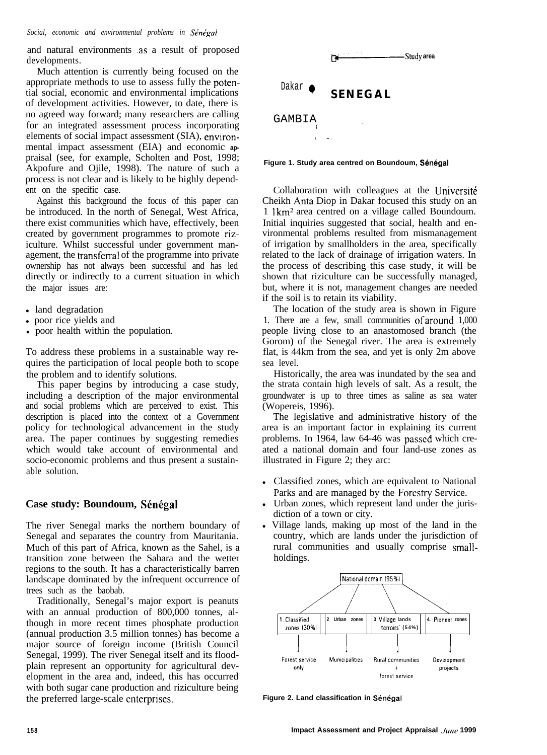and natural environments as a result of proposed developments.

Much attention is currently being focused on the appropriate methods to use to assess fully the potential social, economic and environmental implications of development activities. However, to date, there is no agreed way forward; many researchers are calling for an integrated assessment process incorporating elements of social impact assessment (SIA), environmental impact assessment (EIA) and economic appraisal (see, for example, Scholten and Post, 1998; Akpofure and Ojile, 1998). The nature of such a process is not clear and is likely to be highly dependent on the specific case.

Against this background the focus of this paper can be introduced. In the north of Senegal, West Africa, there exist communities which have, effectively, been created by government programmes to promote riziculture. Whilst successful under government management, the transferral of the programme into private ownership has not always been successful and has led directly or indirectly to a current situation in which the major issues are:

- land degradation
- poor rice yields and
- poor health within the population.

To address these problems in a sustainable way requires the participation of local people both to scope the problem and to identify solutions.

This paper begins by introducing a case study, including a description of the major environmental and social problems which are perceived to exist. This description is placed into the context of a Government policy for technological advancement in the study area. The paper continues by suggesting remedies which would take account of environmental and socio-economic problems and thus present a sustainable solution.

## Case study: Boundoum, Sénégal

The river Senegal marks the northern boundary of Senegal and separates the country from Mauritania. Much of this part of Africa, known as the Sahel, is a transition zone between the Sahara and the wetter regions to the south. It has a characteristically barren landscape dominated by the infrequent occurrence of trees such as the baobab.

Traditionally, Senegal's major export is peanuts with an annual production of 800,000 tonnes, although in more recent times phosphate production (annual production 3.5 million tonnes) has become a major source of foreign income (British Council Senegal, 1999). The river Senegal itself and its floodplain represent an opportunity for agricultural development in the area and, indeed, this has occurred with both sugar cane production and riziculture being the preferred large-scale enterprises.

Study area

Dakar

SENEGAL

GAMBIA

**Figure 1. Study area centred on Boundoum, Sénégal**

Collaboration with colleagues at the Université Cheikh Anta Diop in Dakar focused this study on an 1 1km² area centred on a village called Boundoum. Initial inquiries suggested that social, health and environmental problems resulted from mismanagement of irrigation by smallholders in the area, specifically related to the lack of drainage of irrigation waters. In the process of describing this case study, it will be shown that riziculture can be successfully managed, but, where it is not, management changes are needed if the soil is to retain its viability.

The location of the study area is shown in Figure 1. There are a few, small communities of around 1,000 people living close to an anastomosed branch (the Gorom) of the Senegal river. The area is extremely flat, is 44km from the sea, and yet is only 2m above sea level.

Historically, the area was inundated by the sea and the strata contain high levels of salt. As a result, the groundwater is up to three times as saline as sea water (Wopereis, 1996).

The legislative and administrative history of the area is an important factor in explaining its current problems. In 1964, law 64-46 was passed which created a national domain and four land-use zones as illustrated in Figure 2; they arc:

- Classified zones, which are equivalent to National Parks and are managed by the Forestry Service.
- Urban zones, which represent land under the jurisdiction of a town or city.
- Village lands, making up most of the land in the country, which are lands under the jurisdiction of rural communities and usually comprise smallholdings.

National domain (95%)

| 1. Classified zones (30%) | 2 Urban zones | 3 Village lands 'terroirs' (54%) | 4. Pioneer zones |
|---|---|---|---|
| Forest service only | Municipalities | Rural communities + forest service | Development projects |

**Figure 2. Land classification in Sénégal**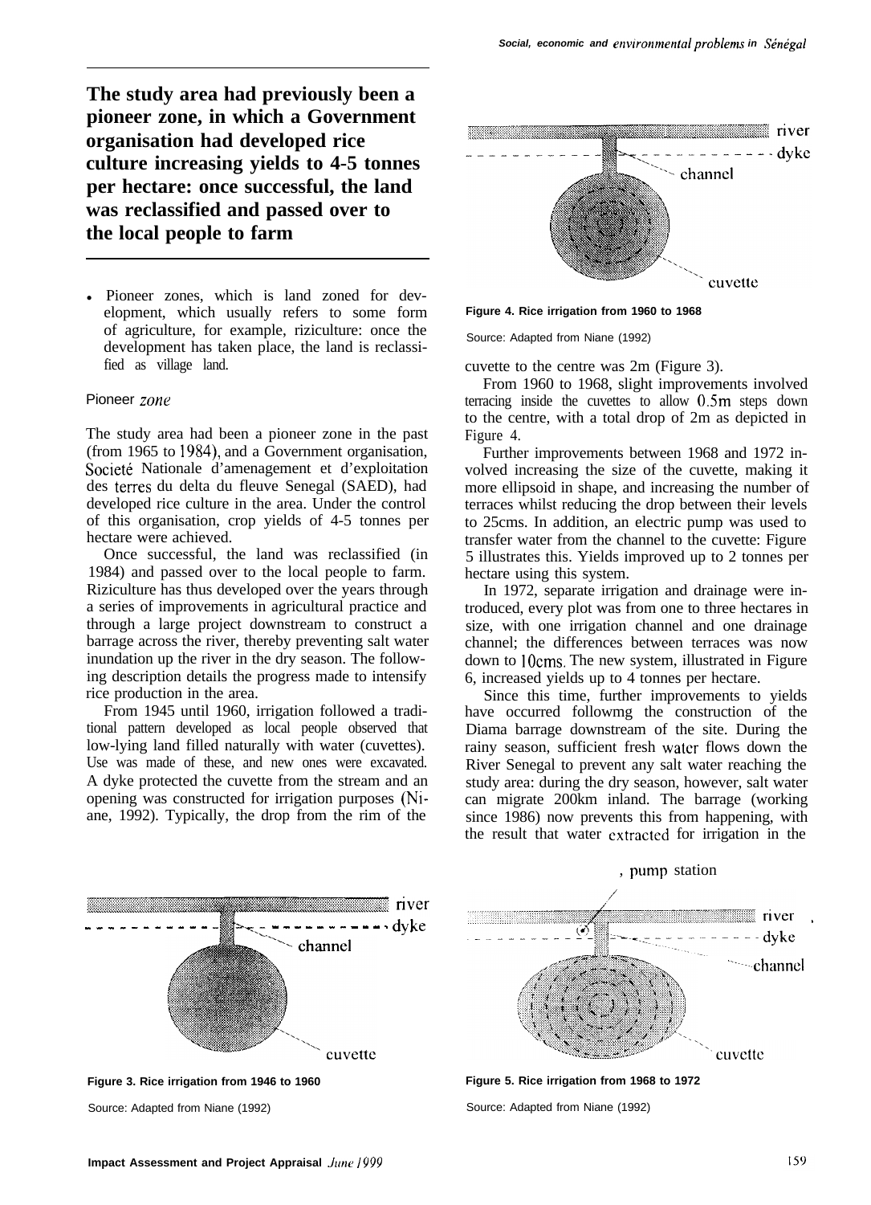**The study area had previously been a pioneer zone, in which a Government organisation had developed rice culture increasing yields to 4-5 tonnes per hectare: once successful, the land was reclassified and passed over to the local people to farm**

- Pioneer zones, which is land zoned for development, which usually refers to some form of agriculture, for example, riziculture: once the development has taken place, the land is reclassified as village land.

## Pioneer *zone*

The study area had been a pioneer zone in the past (from 1965 to 1984), and a Government organisation, Societé Nationale d'amenagement et d'exploitation des terres du delta du fleuve Senegal (SAED), had developed rice culture in the area. Under the control of this organisation, crop yields of 4-5 tonnes per hectare were achieved.

Once successful, the land was reclassified (in 1984) and passed over to the local people to farm. Riziculture has thus developed over the years through a series of improvements in agricultural practice and through a large project downstream to construct a barrage across the river, thereby preventing salt water inundation up the river in the dry season. The following description details the progress made to intensify rice production in the area.

From 1945 until 1960, irrigation followed a traditional pattern developed as local people observed that low-lying land filled naturally with water (cuvettes). Use was made of these, and new ones were excavated. A dyke protected the cuvette from the stream and an opening was constructed for irrigation purposes (Niane, 1992). Typically, the drop from the rim of the cuvette to the centre was 2m (Figure 3).

Figure 3. Rice irrigation from 1946 to 1960

Source: Adapted from Niane (1992)

Figure 4. Rice irrigation from 1960 to 1968

Source: Adapted from Niane (1992)

From 1960 to 1968, slight improvements involved terracing inside the cuvettes to allow 0.5m steps down to the centre, with a total drop of 2m as depicted in Figure 4.

Further improvements between 1968 and 1972 involved increasing the size of the cuvette, making it more ellipsoid in shape, and increasing the number of terraces whilst reducing the drop between their levels to 25cms. In addition, an electric pump was used to transfer water from the channel to the cuvette: Figure 5 illustrates this. Yields improved up to 2 tonnes per hectare using this system.

In 1972, separate irrigation and drainage were introduced, every plot was from one to three hectares in size, with one irrigation channel and one drainage channel; the differences between terraces was now down to 10cms. The new system, illustrated in Figure 6, increased yields up to 4 tonnes per hectare.

Since this time, further improvements to yields have occurred followmg the construction of the Diama barrage downstream of the site. During the rainy season, sufficient fresh water flows down the River Senegal to prevent any salt water reaching the study area: during the dry season, however, salt water can migrate 200km inland. The barrage (working since 1986) now prevents this from happening, with the result that water extracted for irrigation in the

Figure 5. Rice irrigation from 1968 to 1972

Source: Adapted from Niane (1992)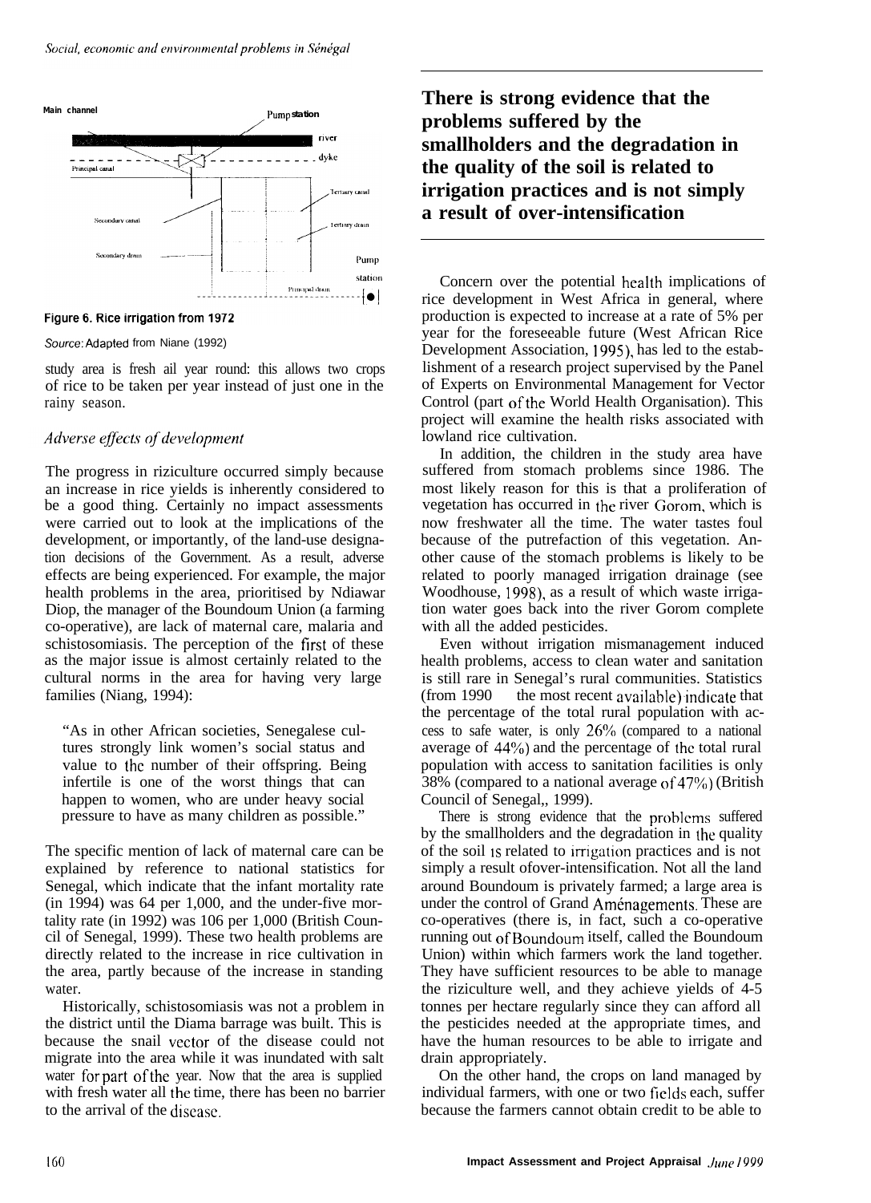Figure 6. Rice irrigation from 1972

*Source*: Adapted from Niane (1992)

study area is fresh all year round: this allows two crops of rice to be taken per year instead of just one in the rainy season.

### *Adverse effects of development*

The progress in riziculture occurred simply because an increase in rice yields is inherently considered to be a good thing. Certainly no impact assessments were carried out to look at the implications of the development, or importantly, of the land-use designation decisions of the Government. As a result, adverse effects are being experienced. For example, the major health problems in the area, prioritised by Ndiawar Diop, the manager of the Boundoum Union (a farming co-operative), are lack of maternal care, malaria and schistosomiasis. The perception of the first of these as the major issue is almost certainly related to the cultural norms in the area for having very large families (Niang, 1994):

> "As in other African societies, Senegalese cultures strongly link women's social status and value to the number of their offspring. Being infertile is one of the worst things that can happen to women, who are under heavy social pressure to have as many children as possible."

The specific mention of lack of maternal care can be explained by reference to national statistics for Senegal, which indicate that the infant mortality rate (in 1994) was 64 per 1,000, and the under-five mortality rate (in 1992) was 106 per 1,000 (British Council of Senegal, 1999). These two health problems are directly related to the increase in rice cultivation in the area, partly because of the increase in standing water.

Historically, schistosomiasis was not a problem in the district until the Diama barrage was built. This is because the snail vector of the disease could not migrate into the area while it was inundated with salt water for part of the year. Now that the area is supplied with fresh water all the time, there has been no barrier to the arrival of the disease.

**There is strong evidence that the problems suffered by the smallholders and the degradation in the quality of the soil is related to irrigation practices and is not simply a result of over-intensification**

Concern over the potential health implications of rice development in West Africa in general, where production is expected to increase at a rate of 5% per year for the foreseeable future (West African Rice Development Association, 1995), has led to the establishment of a research project supervised by the Panel of Experts on Environmental Management for Vector Control (part of the World Health Organisation). This project will examine the health risks associated with lowland rice cultivation.

In addition, the children in the study area have suffered from stomach problems since 1986. The most likely reason for this is that a proliferation of vegetation has occurred in the river Gorom, which is now freshwater all the time. The water tastes foul because of the putrefaction of this vegetation. Another cause of the stomach problems is likely to be related to poorly managed irrigation drainage (see Woodhouse, 1998), as a result of which waste irrigation water goes back into the river Gorom complete with all the added pesticides.

Even without irrigation mismanagement induced health problems, access to clean water and sanitation is still rare in Senegal's rural communities. Statistics (from 1990 the most recent available) indicate that the percentage of the total rural population with access to safe water, is only 26% (compared to a national average of 44%) and the percentage of the total rural population with access to sanitation facilities is only 38% (compared to a national average of 47%) (British Council of Senegal,, 1999).

There is strong evidence that the problems suffered by the smallholders and the degradation in the quality of the soil is related to irrigation practices and is not simply a result ofover-intensification. Not all the land around Boundoum is privately farmed; a large area is under the control of Grand Aménagements. These are co-operatives (there is, in fact, such a co-operative running out of Boundoum itself, called the Boundoum Union) within which farmers work the land together. They have sufficient resources to be able to manage the riziculture well, and they achieve yields of 4-5 tonnes per hectare regularly since they can afford all the pesticides needed at the appropriate times, and have the human resources to be able to irrigate and drain appropriately.

On the other hand, the crops on land managed by individual farmers, with one or two fields each, suffer because the farmers cannot obtain credit to be able to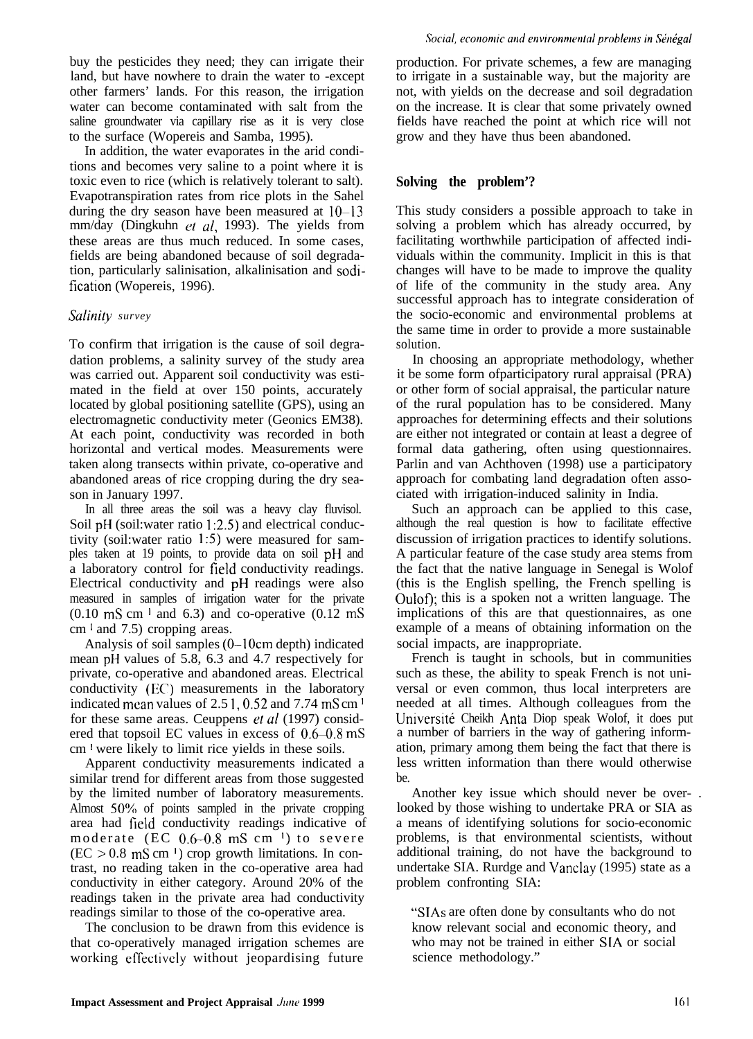buy the pesticides they need; they can irrigate their land, but have nowhere to drain the water to -except other farmers' lands. For this reason, the irrigation water can become contaminated with salt from the saline groundwater via capillary rise as it is very close to the surface (Wopereis and Samba, 1995).

In addition, the water evaporates in the arid conditions and becomes very saline to a point where it is toxic even to rice (which is relatively tolerant to salt). Evapotranspiration rates from rice plots in the Sahel during the dry season have been measured at 10–13 mm/day (Dingkuhn *et al*, 1993). The yields from these areas are thus much reduced. In some cases, fields are being abandoned because of soil degradation, particularly salinisation, alkalinisation and sodification (Wopereis, 1996).

### *Salinity survey*

To confirm that irrigation is the cause of soil degradation problems, a salinity survey of the study area was carried out. Apparent soil conductivity was estimated in the field at over 150 points, accurately located by global positioning satellite (GPS), using an electromagnetic conductivity meter (Geonics EM38). At each point, conductivity was recorded in both horizontal and vertical modes. Measurements were taken along transects within private, co-operative and abandoned areas of rice cropping during the dry season in January 1997.

In all three areas the soil was a heavy clay fluvisol. Soil pH (soil:water ratio 1:2.5) and electrical conductivity (soil:water ratio 1:5) were measured for samples taken at 19 points, to provide data on soil pH and a laboratory control for field conductivity readings. Electrical conductivity and pH readings were also measured in samples of irrigation water for the private (0.10 mS $cm^{-1}$ and 6.3) and co-operative (0.12 mS $cm^{-1}$ and 7.5) cropping areas.

Analysis of soil samples (0–10cm depth) indicated mean pH values of 5.8, 6.3 and 4.7 respectively for private, co-operative and abandoned areas. Electrical conductivity (EC) measurements in the laboratory indicated mean values of 2.51, 0.52 and 7.74 mS $cm^{-1}$ for these same areas. Ceuppens *et al* (1997) considered that topsoil EC values in excess of 0.6–0.8 mS $cm^{-1}$ were likely to limit rice yields in these soils.

Apparent conductivity measurements indicated a similar trend for different areas from those suggested by the limited number of laboratory measurements. Almost 50% of points sampled in the private cropping area had field conductivity readings indicative of moderate (EC 0.6–0.8 mS $cm^{-1}$) to severe (EC > 0.8 mS $cm^{-1}$) crop growth limitations. In contrast, no reading taken in the co-operative area had conductivity in either category. Around 20% of the readings taken in the private area had conductivity readings similar to those of the co-operative area.

The conclusion to be drawn from this evidence is that co-operatively managed irrigation schemes are working effectively without jeopardising future production. For private schemes, a few are managing to irrigate in a sustainable way, but the majority are not, with yields on the decrease and soil degradation on the increase. It is clear that some privately owned fields have reached the point at which rice will not grow and they have thus been abandoned.

## Solving the problem'?

This study considers a possible approach to take in solving a problem which has already occurred, by facilitating worthwhile participation of affected individuals within the community. Implicit in this is that changes will have to be made to improve the quality of life of the community in the study area. Any successful approach has to integrate consideration of the socio-economic and environmental problems at the same time in order to provide a more sustainable solution.

In choosing an appropriate methodology, whether it be some form ofparticipatory rural appraisal (PRA) or other form of social appraisal, the particular nature of the rural population has to be considered. Many approaches for determining effects and their solutions are either not integrated or contain at least a degree of formal data gathering, often using questionnaires. Parlin and van Achthoven (1998) use a participatory approach for combating land degradation often associated with irrigation-induced salinity in India.

Such an approach can be applied to this case, although the real question is how to facilitate effective discussion of irrigation practices to identify solutions. A particular feature of the case study area stems from the fact that the native language in Senegal is Wolof (this is the English spelling, the French spelling is Oulof); this is a spoken not a written language. The implications of this are that questionnaires, as one example of a means of obtaining information on the social impacts, are inappropriate.

French is taught in schools, but in communities such as these, the ability to speak French is not universal or even common, thus local interpreters are needed at all times. Although colleagues from the Université Cheikh Anta Diop speak Wolof, it does put a number of barriers in the way of gathering information, primary among them being the fact that there is less written information than there would otherwise be.

Another key issue which should never be overlooked by those wishing to undertake PRA or SIA as a means of identifying solutions for socio-economic problems, is that environmental scientists, without additional training, do not have the background to undertake SIA. Rurdge and Vanclay (1995) state as a problem confronting SIA:

> "SIAs are often done by consultants who do not know relevant social and economic theory, and who may not be trained in either SIA or social science methodology."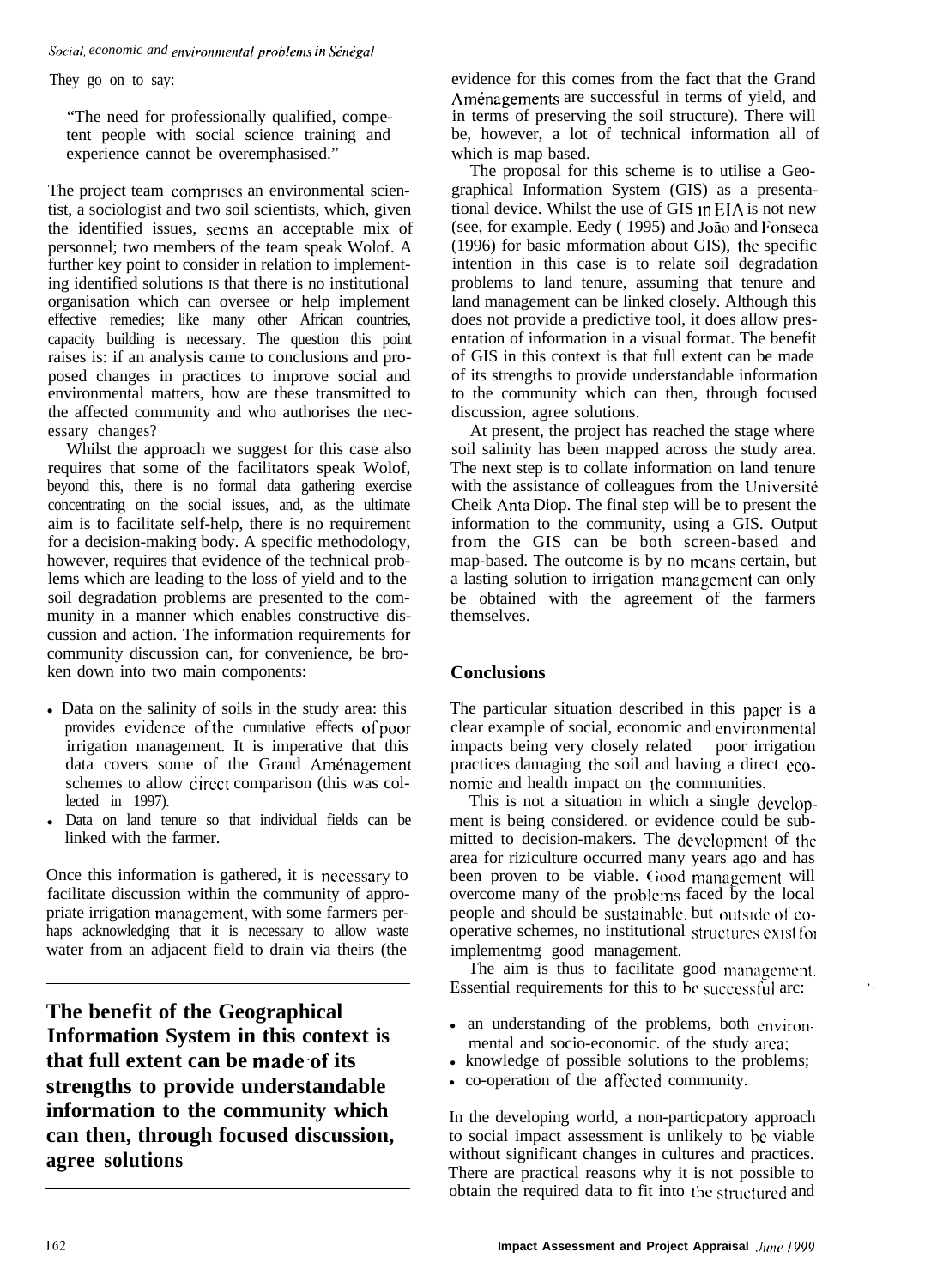They go on to say:

> "The need for professionally qualified, competent people with social science training and experience cannot be overemphasised."

The project team comprises an environmental scientist, a sociologist and two soil scientists, which, given the identified issues, seems an acceptable mix of personnel; two members of the team speak Wolof. A further key point to consider in relation to implementing identified solutions is that there is no institutional organisation which can oversee or help implement effective remedies; like many other African countries, capacity building is necessary. The question this point raises is: if an analysis came to conclusions and proposed changes in practices to improve social and environmental matters, how are these transmitted to the affected community and who authorises the necessary changes?

Whilst the approach we suggest for this case also requires that some of the facilitators speak Wolof, beyond this, there is no formal data gathering exercise concentrating on the social issues, and, as the ultimate aim is to facilitate self-help, there is no requirement for a decision-making body. A specific methodology, however, requires that evidence of the technical problems which are leading to the loss of yield and to the soil degradation problems are presented to the community in a manner which enables constructive discussion and action. The information requirements for community discussion can, for convenience, be broken down into two main components:

- Data on the salinity of soils in the study area: this provides evidence of the cumulative effects of poor irrigation management. It is imperative that this data covers some of the Grand Aménagement schemes to allow direct comparison (this was collected in 1997).
- Data on land tenure so that individual fields can be linked with the farmer.

Once this information is gathered, it is necessary to facilitate discussion within the community of appropriate irrigation management, with some farmers perhaps acknowledging that it is necessary to allow waste water from an adjacent field to drain via theirs (the evidence for this comes from the fact that the Grand Aménagements are successful in terms of yield, and in terms of preserving the soil structure). There will be, however, a lot of technical information all of which is map based.

**The benefit of the Geographical Information System in this context is that full extent can be made of its strengths to provide understandable information to the community which can then, through focused discussion, agree solutions**

The proposal for this scheme is to utilise a Geographical Information System (GIS) as a presentational device. Whilst the use of GIS in EIA is not new (see, for example. Eedy ( 1995) and João and Fonseca (1996) for basic mformation about GIS), the specific intention in this case is to relate soil degradation problems to land tenure, assuming that tenure and land management can be linked closely. Although this does not provide a predictive tool, it does allow presentation of information in a visual format. The benefit of GIS in this context is that full extent can be made of its strengths to provide understandable information to the community which can then, through focused discussion, agree solutions.

At present, the project has reached the stage where soil salinity has been mapped across the study area. The next step is to collate information on land tenure with the assistance of colleagues from the Université Cheik Anta Diop. The final step will be to present the information to the community, using a GIS. Output from the GIS can be both screen-based and map-based. The outcome is by no means certain, but a lasting solution to irrigation management can only be obtained with the agreement of the farmers themselves.

## Conclusions

The particular situation described in this paper is a clear example of social, economic and environmental impacts being very closely related poor irrigation practices damaging the soil and having a direct economic and health impact on the communities.

This is not a situation in which a single development is being considered. or evidence could be submitted to decision-makers. The development of the area for riziculture occurred many years ago and has been proven to be viable. Good management will overcome many of the problems faced by the local people and should be sustainable, but outside of co-operative schemes, no institutional structures exist for implementmg good management.

The aim is thus to facilitate good management. Essential requirements for this to be successful are:

- an understanding of the problems, both environmental and socio-economic. of the study area;
- knowledge of possible solutions to the problems;
- co-operation of the affected community.

In the developing world, a non-particpatory approach to social impact assessment is unlikely to be viable without significant changes in cultures and practices. There are practical reasons why it is not possible to obtain the required data to fit into the structured and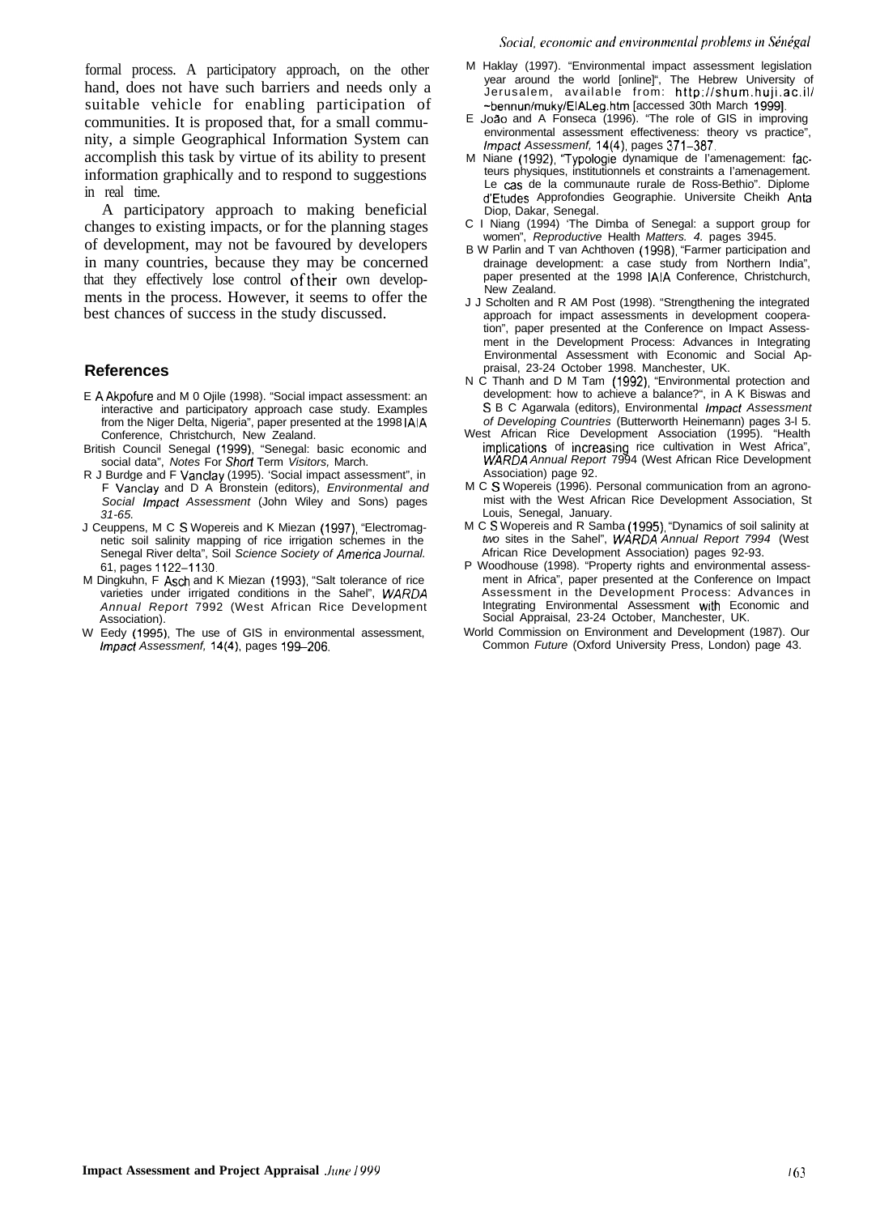formal process. A participatory approach, on the other hand, does not have such barriers and needs only a suitable vehicle for enabling participation of communities. It is proposed that, for a small community, a simple Geographical Information System can accomplish this task by virtue of its ability to present information graphically and to respond to suggestions in real time.

A participatory approach to making beneficial changes to existing impacts, or for the planning stages of development, may not be favoured by developers in many countries, because they may be concerned that they effectively lose control of their own developments in the process. However, it seems to offer the best chances of success in the study discussed.

## References

E A Akpofure and M 0 Ojile (1998). "Social impact assessment: an interactive and participatory approach case study. Examples from the Niger Delta, Nigeria", paper presented at the 1998 IAIA Conference, Christchurch, New Zealand.

British Council Senegal (1999), "Senegal: basic economic and social data", *Notes For Short Term Visitors,* March.

R J Burdge and F Vanclay (1995). 'Social impact assessment", in F Vanclay and D A Bronstein (editors), *Environmental and Social Impact Assessment* (John Wiley and Sons) pages *31-65.*

J Ceuppens, M C S Wopereis and K Miezan (1997), "Electromagnetic soil salinity mapping of rice irrigation schemes in the Senegal River delta", Soil *Science Society of America Journal.* 61, pages 1122–1130.

M Dingkuhn, F Asch and K Miezan (1993), "Salt tolerance of rice varieties under irrigated conditions in the Sahel", *WARDA Annual Report* 7992 (West African Rice Development Association).

W Eedy (1995), The use of GIS in environmental assessment, *Impact Assessmenf,* 14(4), pages 199–206.

M Haklay (1997). "Environmental impact assessment legislation year around the world [online]", The Hebrew University of Jerusalem, available from: http://shum.huji.ac.il/~bennun/muky/EIALeg.htm [accessed 30th March 1999].

E João and A Fonseca (1996). "The role of GIS in improving environmental assessment effectiveness: theory vs practice", *Impact Assessmenf,* 14(4), pages 371–387.

M Niane (1992), "Typologie dynamique de l'amenagement: facteurs physiques, institutionnels et constraints a l'amenagement. Le cas de la communaute rurale de Ross-Bethio". Diplome d'Etudes Approfondies Geographie. Universite Cheikh Anta Diop, Dakar, Senegal.

C I Niang (1994) 'The Dimba of Senegal: a support group for women", *Reproductive* Health *Matters. 4.* pages 3945.

B W Parlin and T van Achthoven (1998), "Farmer participation and drainage development: a case study from Northern India", paper presented at the 1998 IAIA Conference, Christchurch, New Zealand.

J J Scholten and R AM Post (1998). "Strengthening the integrated approach for impact assessments in development cooperation", paper presented at the Conference on Impact Assessment in the Development Process: Advances in Integrating Environmental Assessment with Economic and Social Appraisal, 23-24 October 1998. Manchester, UK.

N C Thanh and D M Tam (1992), "Environmental protection and development: how to achieve a balance?", in A K Biswas and S B C Agarwala (editors), Environmental *Impact Assessment of Developing Countries* (Butterworth Heinemann) pages 3-l 5.

West African Rice Development Association (1995). "Health implications of increasing rice cultivation in West Africa", *WARDA Annual Report* 7994 (West African Rice Development Association) page 92.

M C S Wopereis (1996). Personal communication from an agronomist with the West African Rice Development Association, St Louis, Senegal, January.

M C S Wopereis and R Samba (1995), "Dynamics of soil salinity at *two* sites in the Sahel", *WARDA Annual Report 7994* (West African Rice Development Association) pages 92-93.

P Woodhouse (1998). "Property rights and environmental assessment in Africa", paper presented at the Conference on Impact Assessment in the Development Process: Advances in Integrating Environmental Assessment with Economic and Social Appraisal, 23-24 October, Manchester, UK.

World Commission on Environment and Development (1987). Our Common *Future* (Oxford University Press, London) page 43.